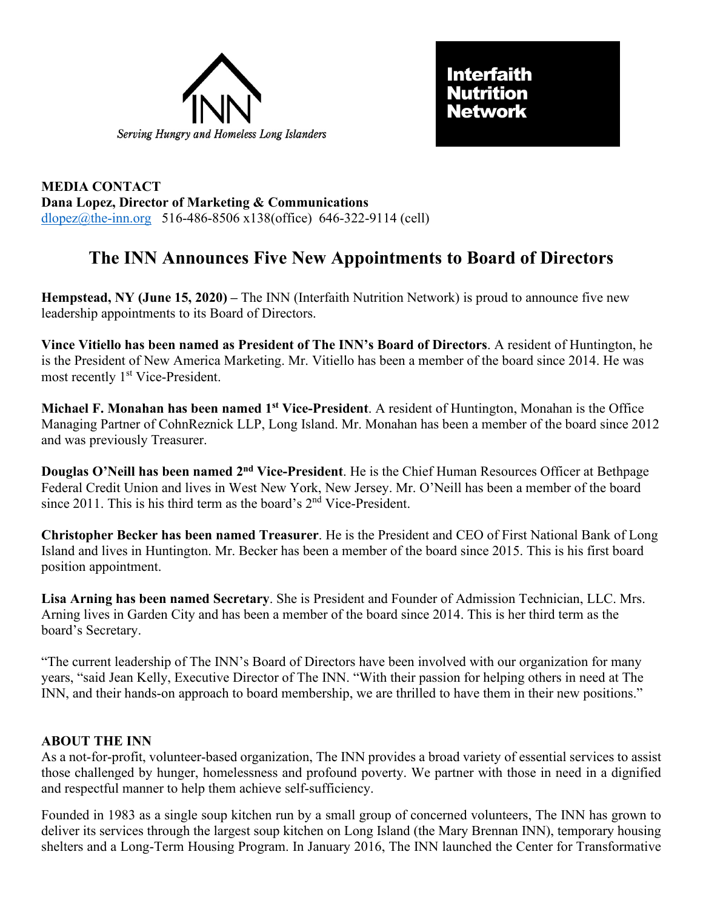Serving Hungry and Homeless Long Islanders

**Interfaith Nutrition Network**

**MEDIA CONTACT**
**Dana Lopez, Director of Marketing & Communications**
dlopez@the-inn.org 516-486-8506 x138(office) 646-322-9114 (cell)

# The INN Announces Five New Appointments to Board of Directors

**Hempstead, NY (June 15, 2020) –** The INN (Interfaith Nutrition Network) is proud to announce five new leadership appointments to its Board of Directors.

**Vince Vitiello has been named as President of The INN's Board of Directors**. A resident of Huntington, he is the President of New America Marketing. Mr. Vitiello has been a member of the board since 2014. He was most recently 1st Vice-President.

**Michael F. Monahan has been named 1st Vice-President**. A resident of Huntington, Monahan is the Office Managing Partner of CohnReznick LLP, Long Island. Mr. Monahan has been a member of the board since 2012 and was previously Treasurer.

**Douglas O'Neill has been named 2nd Vice-President**. He is the Chief Human Resources Officer at Bethpage Federal Credit Union and lives in West New York, New Jersey. Mr. O'Neill has been a member of the board since 2011. This is his third term as the board's 2nd Vice-President.

**Christopher Becker has been named Treasurer**. He is the President and CEO of First National Bank of Long Island and lives in Huntington. Mr. Becker has been a member of the board since 2015. This is his first board position appointment.

**Lisa Arning has been named Secretary**. She is President and Founder of Admission Technician, LLC. Mrs. Arning lives in Garden City and has been a member of the board since 2014. This is her third term as the board's Secretary.

"The current leadership of The INN's Board of Directors have been involved with our organization for many years, "said Jean Kelly, Executive Director of The INN. "With their passion for helping others in need at The INN, and their hands-on approach to board membership, we are thrilled to have them in their new positions."

**ABOUT THE INN**

As a not-for-profit, volunteer-based organization, The INN provides a broad variety of essential services to assist those challenged by hunger, homelessness and profound poverty. We partner with those in need in a dignified and respectful manner to help them achieve self-sufficiency.

Founded in 1983 as a single soup kitchen run by a small group of concerned volunteers, The INN has grown to deliver its services through the largest soup kitchen on Long Island (the Mary Brennan INN), temporary housing shelters and a Long-Term Housing Program. In January 2016, The INN launched the Center for Transformative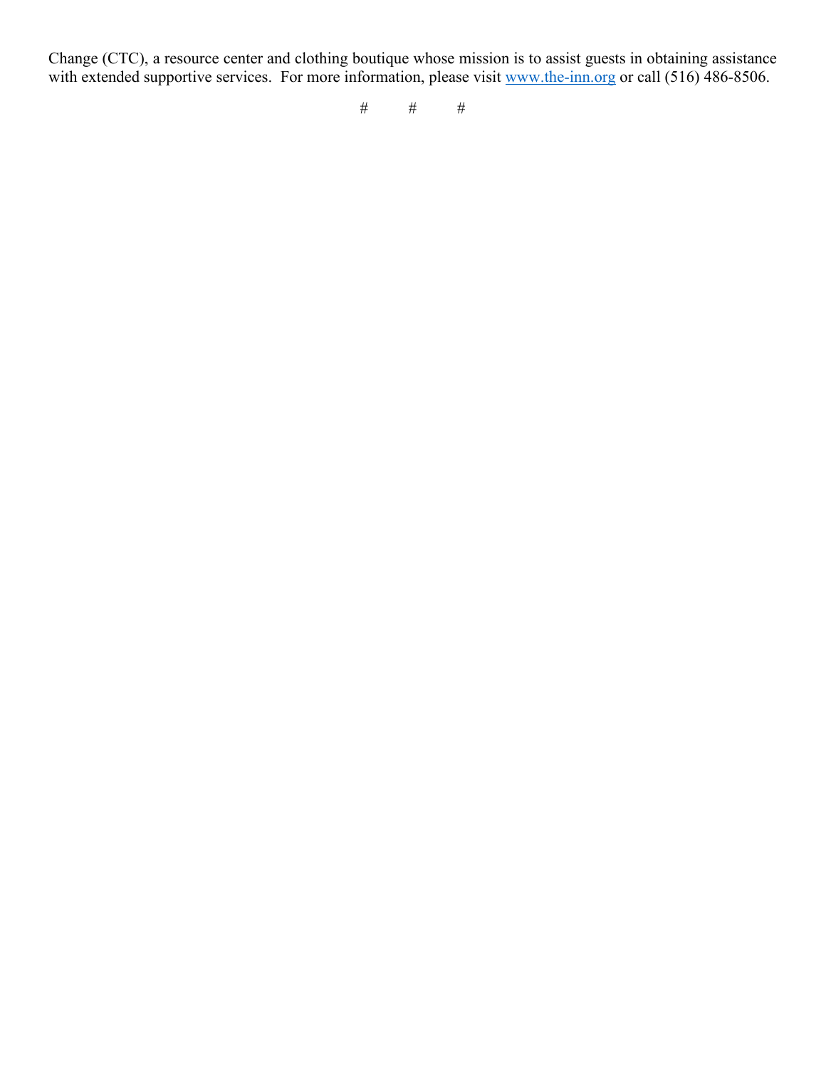Change (CTC), a resource center and clothing boutique whose mission is to assist guests in obtaining assistance with extended supportive services. For more information, please visit [www.the-inn.org](http://www.the-inn.org) or call (516) 486-8506.

# # #